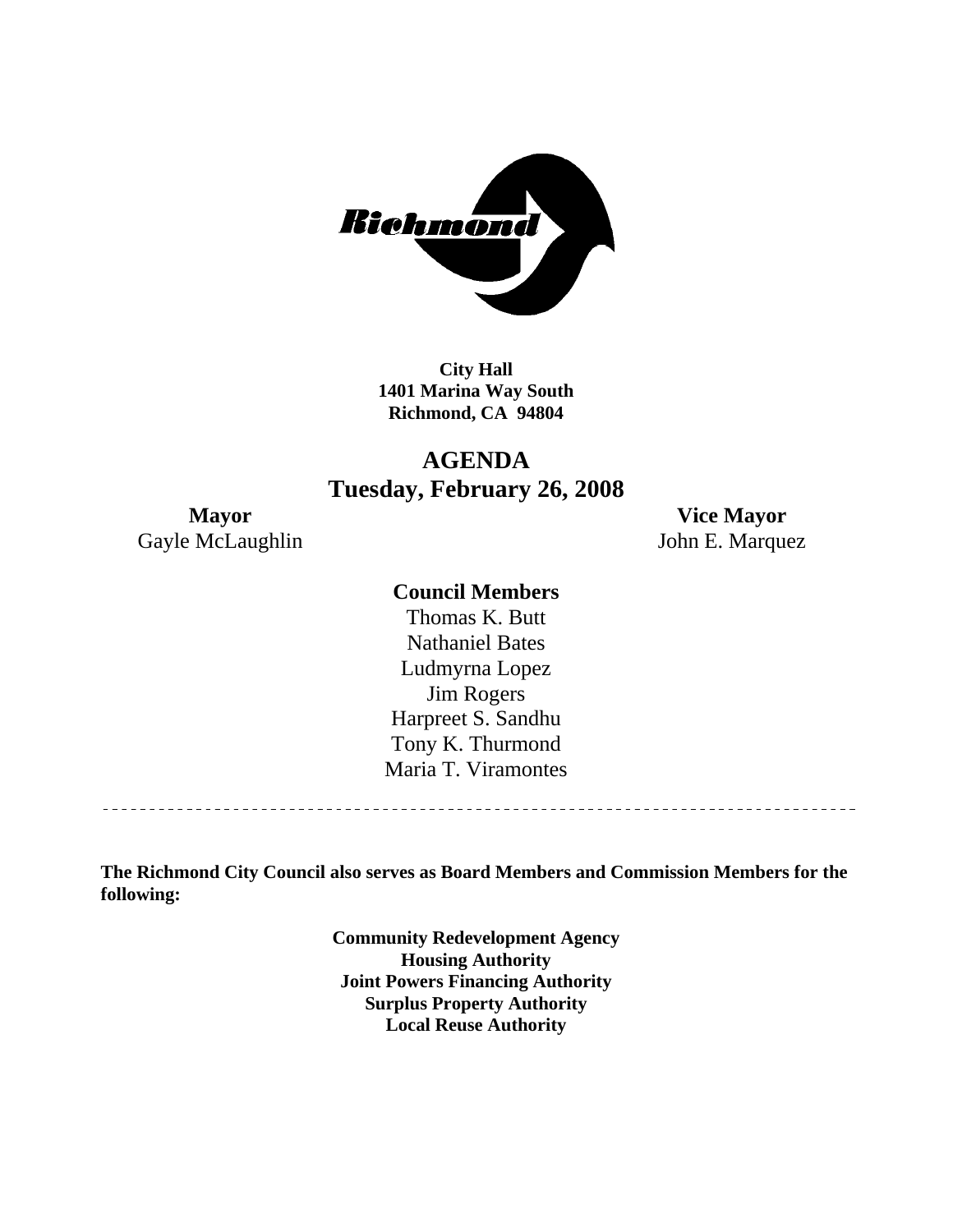**City Hall**
**1401 Marina Way South**
**Richmond, CA 94804**

# AGENDA
## Tuesday, February 26, 2008

**Mayor**
Gayle McLaughlin

**Vice Mayor**
John E. Marquez

**Council Members**
Thomas K. Butt
Nathaniel Bates
Ludmyrna Lopez
Jim Rogers
Harpreet S. Sandhu
Tony K. Thurmond
Maria T. Viramontes

---

**The Richmond City Council also serves as Board Members and Commission Members for the following:**

**Community Redevelopment Agency**
**Housing Authority**
**Joint Powers Financing Authority**
**Surplus Property Authority**
**Local Reuse Authority**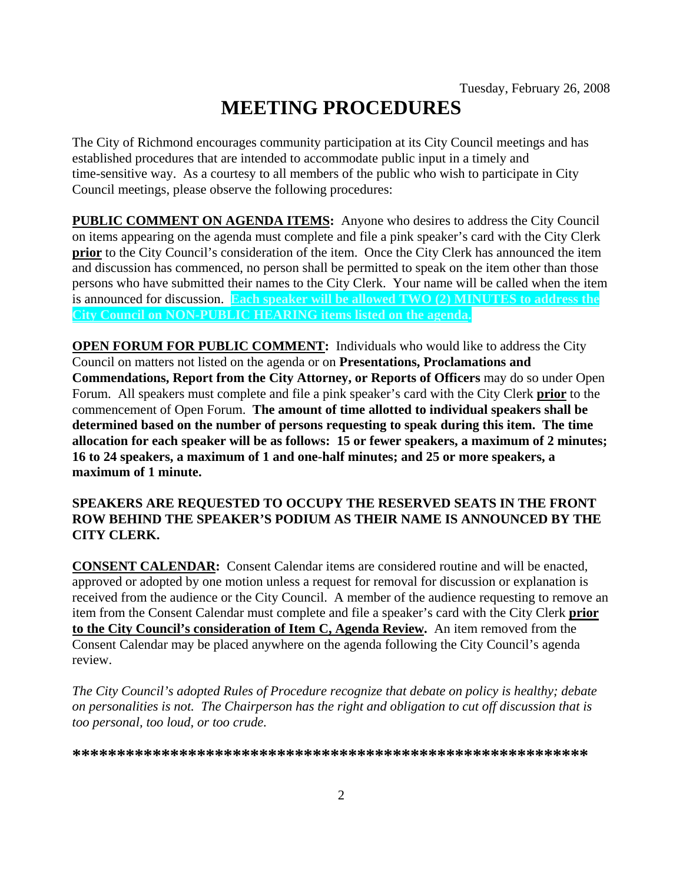Tuesday, February 26, 2008

# MEETING PROCEDURES

The City of Richmond encourages community participation at its City Council meetings and has established procedures that are intended to accommodate public input in a timely and time-sensitive way. As a courtesy to all members of the public who wish to participate in City Council meetings, please observe the following procedures:

**PUBLIC COMMENT ON AGENDA ITEMS:** Anyone who desires to address the City Council on items appearing on the agenda must complete and file a pink speaker's card with the City Clerk **prior** to the City Council's consideration of the item. Once the City Clerk has announced the item and discussion has commenced, no person shall be permitted to speak on the item other than those persons who have submitted their names to the City Clerk. Your name will be called when the item is announced for discussion. **Each speaker will be allowed TWO (2) MINUTES to address the City Council on NON-PUBLIC HEARING items listed on the agenda.**

**OPEN FORUM FOR PUBLIC COMMENT:** Individuals who would like to address the City Council on matters not listed on the agenda or on **Presentations, Proclamations and Commendations, Report from the City Attorney, or Reports of Officers** may do so under Open Forum. All speakers must complete and file a pink speaker's card with the City Clerk **prior** to the commencement of Open Forum. **The amount of time allotted to individual speakers shall be determined based on the number of persons requesting to speak during this item. The time allocation for each speaker will be as follows: 15 or fewer speakers, a maximum of 2 minutes; 16 to 24 speakers, a maximum of 1 and one-half minutes; and 25 or more speakers, a maximum of 1 minute.**

**SPEAKERS ARE REQUESTED TO OCCUPY THE RESERVED SEATS IN THE FRONT ROW BEHIND THE SPEAKER'S PODIUM AS THEIR NAME IS ANNOUNCED BY THE CITY CLERK.**

**CONSENT CALENDAR:** Consent Calendar items are considered routine and will be enacted, approved or adopted by one motion unless a request for removal for discussion or explanation is received from the audience or the City Council. A member of the audience requesting to remove an item from the Consent Calendar must complete and file a speaker's card with the City Clerk **prior to the City Council's consideration of Item C, Agenda Review.** An item removed from the Consent Calendar may be placed anywhere on the agenda following the City Council's agenda review.

*The City Council's adopted Rules of Procedure recognize that debate on policy is healthy; debate on personalities is not. The Chairperson has the right and obligation to cut off discussion that is too personal, too loud, or too crude.*

**\*\*\*\*\*\*\*\*\*\*\*\*\*\*\*\*\*\*\*\*\*\*\*\*\*\*\*\*\*\*\*\*\*\*\*\*\*\*\*\*\*\*\*\*\*\*\*\*\*\*\*\*\*\*\*\*\*\*\*\***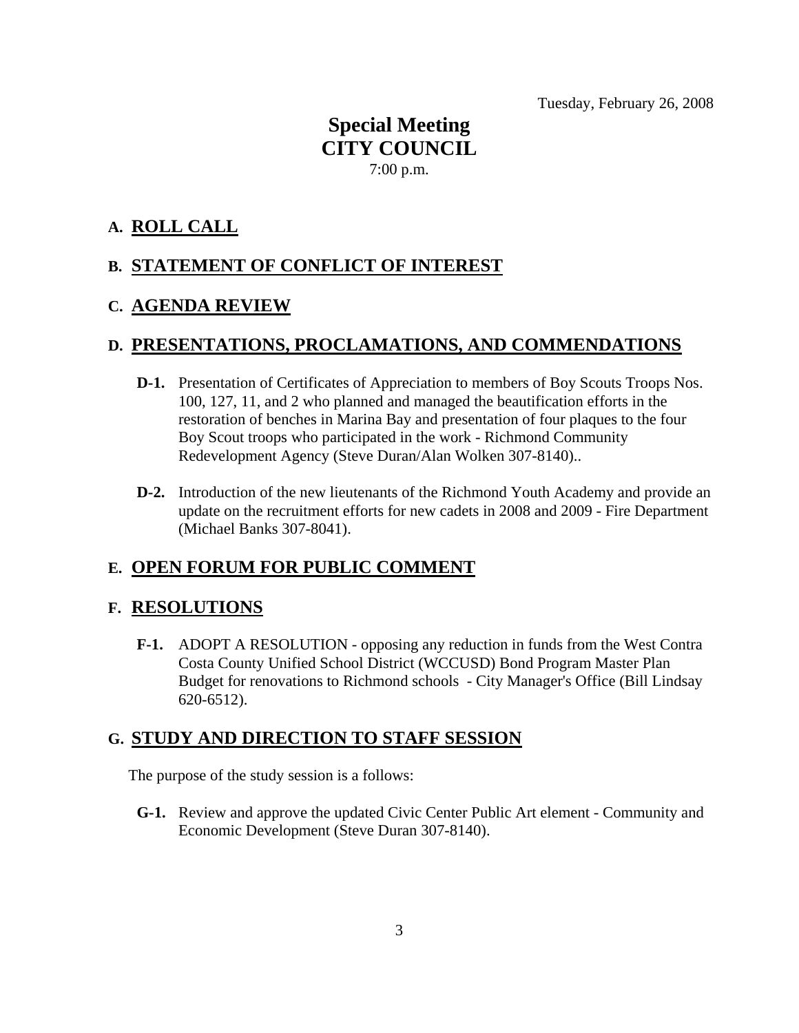Tuesday, February 26, 2008

# Special Meeting
# CITY COUNCIL

7:00 p.m.

## A. ROLL CALL

## B. STATEMENT OF CONFLICT OF INTEREST

## C. AGENDA REVIEW

## D. PRESENTATIONS, PROCLAMATIONS, AND COMMENDATIONS

**D-1.** Presentation of Certificates of Appreciation to members of Boy Scouts Troops Nos. 100, 127, 11, and 2 who planned and managed the beautification efforts in the restoration of benches in Marina Bay and presentation of four plaques to the four Boy Scout troops who participated in the work - Richmond Community Redevelopment Agency (Steve Duran/Alan Wolken 307-8140)..

**D-2.** Introduction of the new lieutenants of the Richmond Youth Academy and provide an update on the recruitment efforts for new cadets in 2008 and 2009 - Fire Department (Michael Banks 307-8041).

## E. OPEN FORUM FOR PUBLIC COMMENT

## F. RESOLUTIONS

**F-1.** ADOPT A RESOLUTION - opposing any reduction in funds from the West Contra Costa County Unified School District (WCCUSD) Bond Program Master Plan Budget for renovations to Richmond schools - City Manager's Office (Bill Lindsay 620-6512).

## G. STUDY AND DIRECTION TO STAFF SESSION

The purpose of the study session is a follows:

**G-1.** Review and approve the updated Civic Center Public Art element - Community and Economic Development (Steve Duran 307-8140).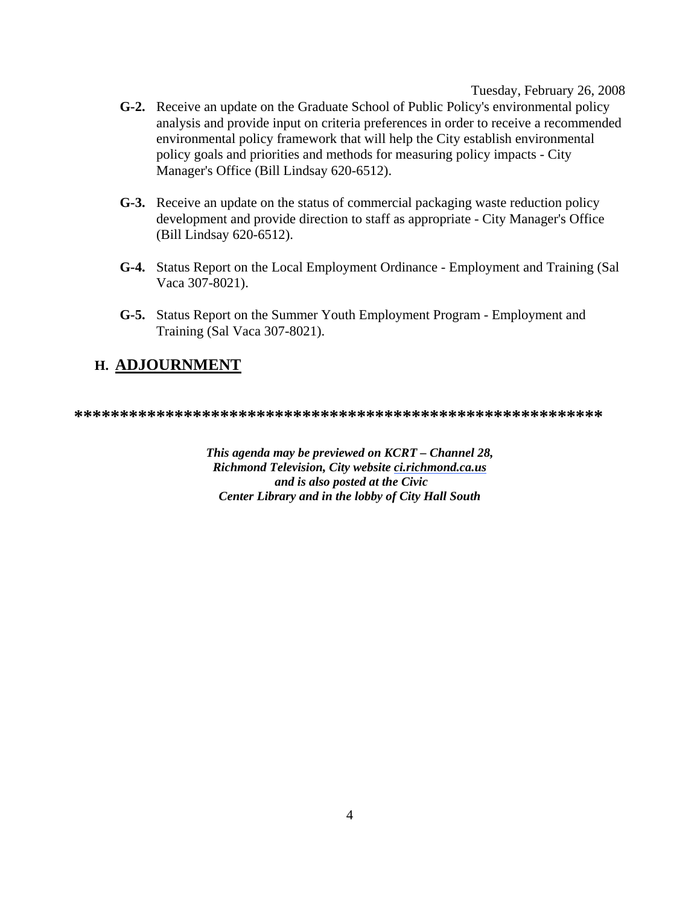Tuesday, February 26, 2008

**G-2.** Receive an update on the Graduate School of Public Policy's environmental policy analysis and provide input on criteria preferences in order to receive a recommended environmental policy framework that will help the City establish environmental policy goals and priorities and methods for measuring policy impacts - City Manager's Office (Bill Lindsay 620-6512).

**G-3.** Receive an update on the status of commercial packaging waste reduction policy development and provide direction to staff as appropriate - City Manager's Office (Bill Lindsay 620-6512).

**G-4.** Status Report on the Local Employment Ordinance - Employment and Training (Sal Vaca 307-8021).

**G-5.** Status Report on the Summer Youth Employment Program - Employment and Training (Sal Vaca 307-8021).

## H. ADJOURNMENT

**************************************************************

***This agenda may be previewed on KCRT – Channel 28, Richmond Television, City website ci.richmond.ca.us and is also posted at the Civic Center Library and in the lobby of City Hall South***